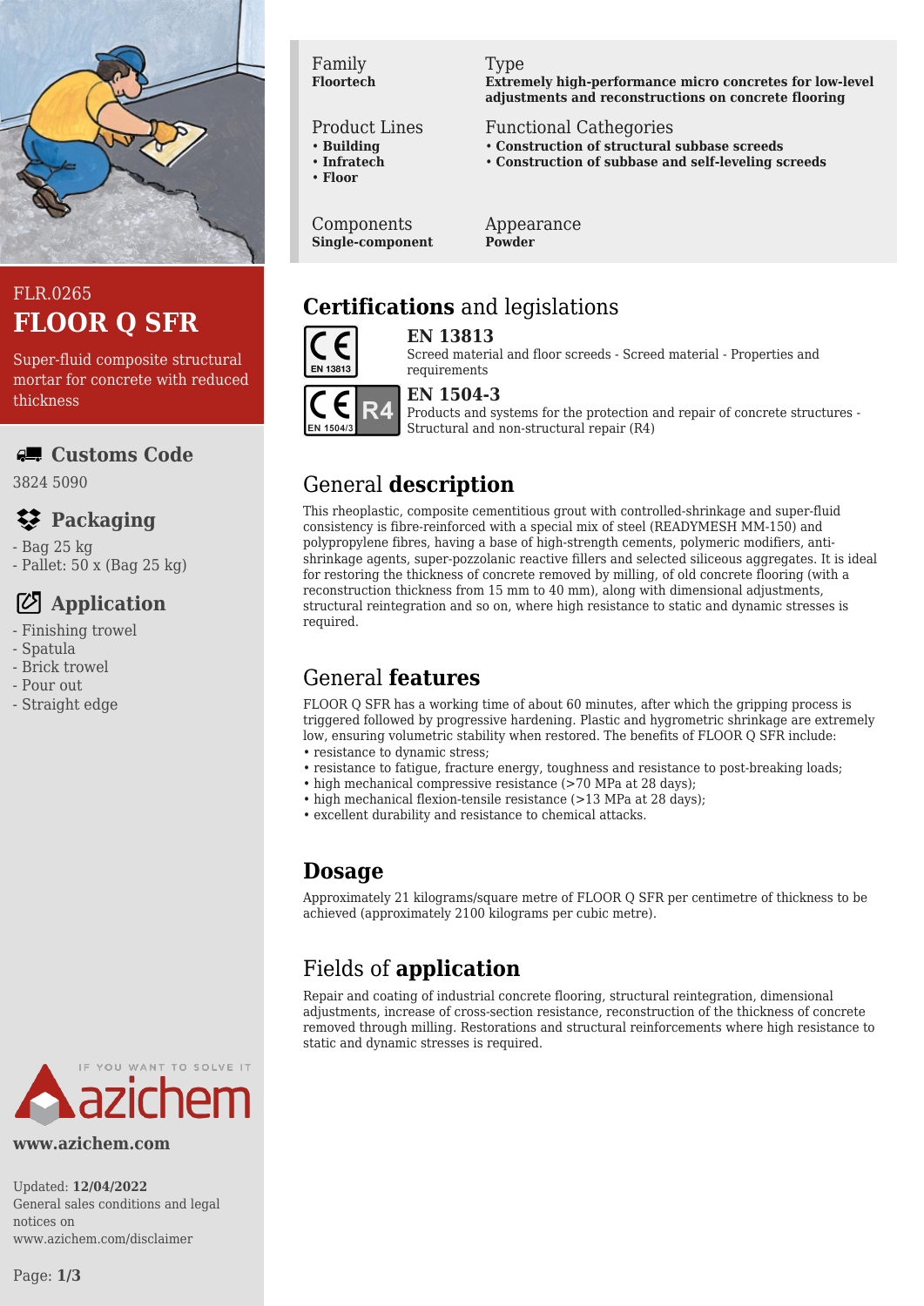FLR.0265

# FLOOR Q SFR

Super-fluid composite structural mortar for concrete with reduced thickness

## Customs Code

3824 5090

## Packaging

- Bag 25 kg
- Pallet: 50 x (Bag 25 kg)

## Application

- Finishing trowel
- Spatula
- Brick trowel
- Pour out
- Straight edge

www.azichem.com

Updated: **12/04/2022**
General sales conditions and legal notices on www.azichem.com/disclaimer

| Family | Type |
| --- | --- |
| **Floortech** | **Extremely high-performance micro concretes for low-level adjustments and reconstructions on concrete flooring** |

| Product Lines | Functional Cathegories |
| --- | --- |
| • **Building**<br>• **Infratech**<br>• **Floor** | • **Construction of structural subbase screeds**<br>• **Construction of subbase and self-leveling screeds** |

| Components | Appearance |
| --- | --- |
| **Single-component** | **Powder** |

## **Certifications** and legislations

**EN 13813**
Screed material and floor screeds - Screed material - Properties and requirements

**EN 1504-3**
Products and systems for the protection and repair of concrete structures - Structural and non-structural repair (R4)

## General **description**

This rheoplastic, composite cementitious grout with controlled-shrinkage and super-fluid consistency is fibre-reinforced with a special mix of steel (READYMESH MM-150) and polypropylene fibres, having a base of high-strength cements, polymeric modifiers, anti-shrinkage agents, super-pozzolanic reactive fillers and selected siliceous aggregates. It is ideal for restoring the thickness of concrete removed by milling, of old concrete flooring (with a reconstruction thickness from 15 mm to 40 mm), along with dimensional adjustments, structural reintegration and so on, where high resistance to static and dynamic stresses is required.

## General **features**

FLOOR Q SFR has a working time of about 60 minutes, after which the gripping process is triggered followed by progressive hardening. Plastic and hygrometric shrinkage are extremely low, ensuring volumetric stability when restored. The benefits of FLOOR Q SFR include:

- resistance to dynamic stress;
- resistance to fatigue, fracture energy, toughness and resistance to post-breaking loads;
- high mechanical compressive resistance (>70 MPa at 28 days);
- high mechanical flexion-tensile resistance (>13 MPa at 28 days);
- excellent durability and resistance to chemical attacks.

## **Dosage**

Approximately 21 kilograms/square metre of FLOOR Q SFR per centimetre of thickness to be achieved (approximately 2100 kilograms per cubic metre).

## Fields of **application**

Repair and coating of industrial concrete flooring, structural reintegration, dimensional adjustments, increase of cross-section resistance, reconstruction of the thickness of concrete removed through milling. Restorations and structural reinforcements where high resistance to static and dynamic stresses is required.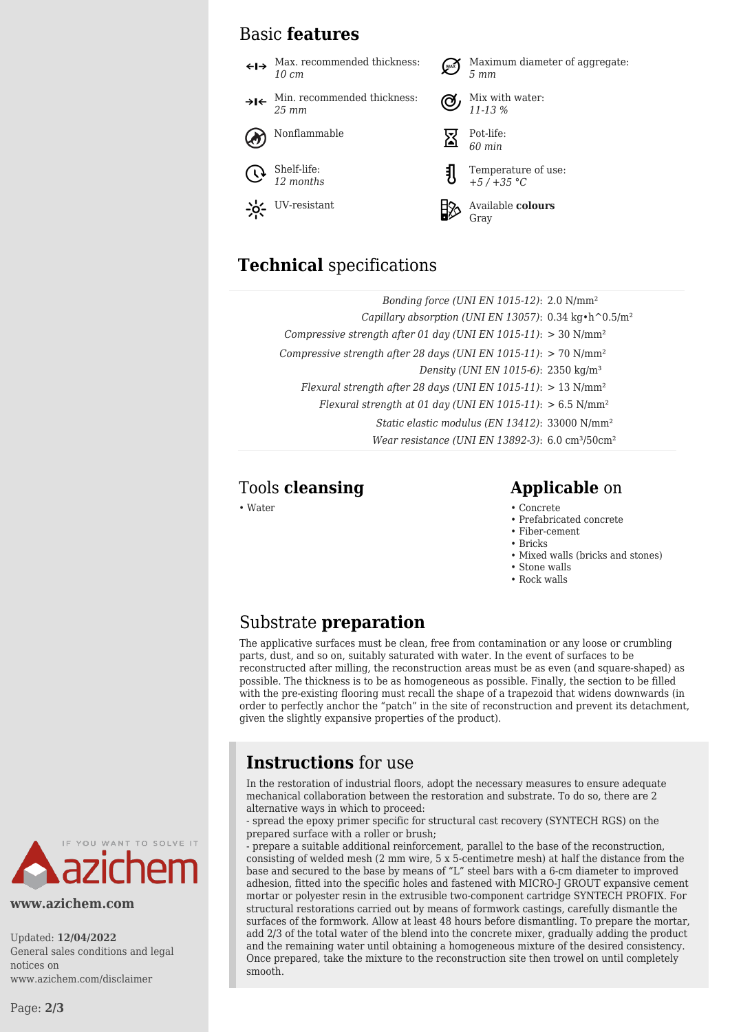## Basic **features**

- Max. recommended thickness: *10 cm*
- Maximum diameter of aggregate: *5 mm*
- Min. recommended thickness: *25 mm*
- Mix with water: *11-13 %*
- Nonflammable
- Pot-life: *60 min*
- Shelf-life: *12 months*
- Temperature of use: *+5 / +35 °C*
- UV-resistant
- Available **colours** Gray

## **Technical** specifications

| | |
|---|---|
| *Bonding force (UNI EN 1015-12)*: | 2.0 N/mm² |
| *Capillary absorption (UNI EN 13057)*: | 0.34 kg•h^0.5/m² |
| *Compressive strength after 01 day (UNI EN 1015-11)*: | > 30 N/mm² |
| *Compressive strength after 28 days (UNI EN 1015-11)*: | > 70 N/mm² |
| *Density (UNI EN 1015-6)*: | 2350 kg/m³ |
| *Flexural strength after 28 days (UNI EN 1015-11)*: | > 13 N/mm² |
| *Flexural strength at 01 day (UNI EN 1015-11)*: | > 6.5 N/mm² |
| *Static elastic modulus (EN 13412)*: | 33000 N/mm² |
| *Wear resistance (UNI EN 13892-3)*: | 6.0 cm³/50cm² |

## Tools **cleansing**

- Water

## **Applicable** on

- Concrete
- Prefabricated concrete
- Fiber-cement
- Bricks
- Mixed walls (bricks and stones)
- Stone walls
- Rock walls

## Substrate **preparation**

The applicative surfaces must be clean, free from contamination or any loose or crumbling parts, dust, and so on, suitably saturated with water. In the event of surfaces to be reconstructed after milling, the reconstruction areas must be as even (and square-shaped) as possible. The thickness is to be as homogeneous as possible. Finally, the section to be filled with the pre-existing flooring must recall the shape of a trapezoid that widens downwards (in order to perfectly anchor the "patch" in the site of reconstruction and prevent its detachment, given the slightly expansive properties of the product).

## **Instructions** for use

In the restoration of industrial floors, adopt the necessary measures to ensure adequate mechanical collaboration between the restoration and substrate. To do so, there are 2 alternative ways in which to proceed:
- spread the epoxy primer specific for structural cast recovery (SYNTECH RGS) on the prepared surface with a roller or brush;
- prepare a suitable additional reinforcement, parallel to the base of the reconstruction, consisting of welded mesh (2 mm wire, 5 x 5-centimetre mesh) at half the distance from the base and secured to the base by means of "L" steel bars with a 6-cm diameter to improved adhesion, fitted into the specific holes and fastened with MICRO-J GROUT expansive cement mortar or polyester resin in the extrusible two-component cartridge SYNTECH PROFIX. For structural restorations carried out by means of formwork castings, carefully dismantle the surfaces of the formwork. Allow at least 48 hours before dismantling. To prepare the mortar, add 2/3 of the total water of the blend into the concrete mixer, gradually adding the product and the remaining water until obtaining a homogeneous mixture of the desired consistency. Once prepared, take the mixture to the reconstruction site then trowel on until completely smooth.

IF YOU WANT TO SOLVE IT azichem

**www.azichem.com**

Updated: **12/04/2022**
General sales conditions and legal notices on www.azichem.com/disclaimer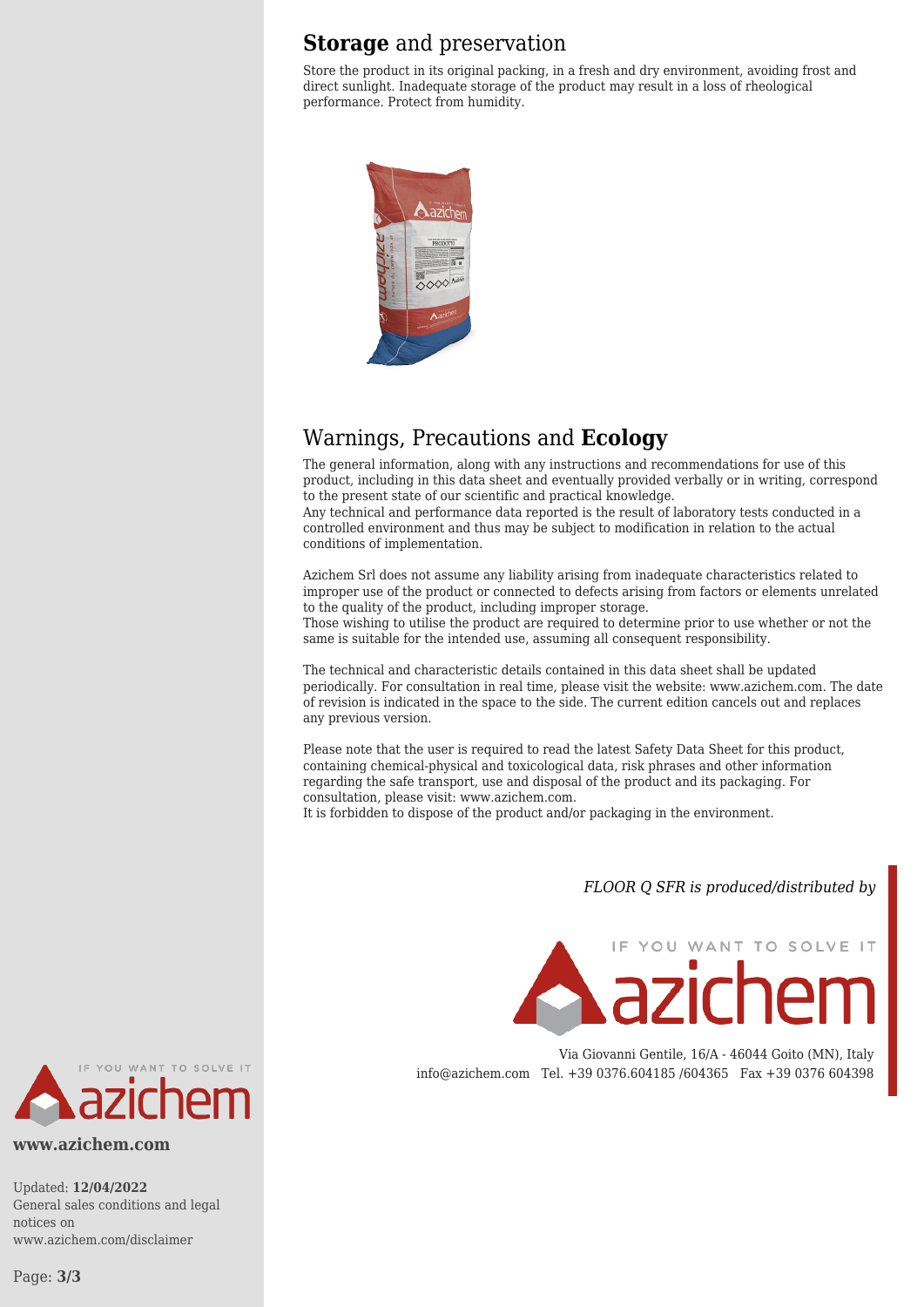## **Storage** and preservation

Store the product in its original packing, in a fresh and dry environment, avoiding frost and direct sunlight. Inadequate storage of the product may result in a loss of rheological performance. Protect from humidity.

## Warnings, Precautions and **Ecology**

The general information, along with any instructions and recommendations for use of this product, including in this data sheet and eventually provided verbally or in writing, correspond to the present state of our scientific and practical knowledge.
Any technical and performance data reported is the result of laboratory tests conducted in a controlled environment and thus may be subject to modification in relation to the actual conditions of implementation.

Azichem Srl does not assume any liability arising from inadequate characteristics related to improper use of the product or connected to defects arising from factors or elements unrelated to the quality of the product, including improper storage.
Those wishing to utilise the product are required to determine prior to use whether or not the same is suitable for the intended use, assuming all consequent responsibility.

The technical and characteristic details contained in this data sheet shall be updated periodically. For consultation in real time, please visit the website: www.azichem.com. The date of revision is indicated in the space to the side. The current edition cancels out and replaces any previous version.

Please note that the user is required to read the latest Safety Data Sheet for this product, containing chemical-physical and toxicological data, risk phrases and other information regarding the safe transport, use and disposal of the product and its packaging. For consultation, please visit: www.azichem.com.
It is forbidden to dispose of the product and/or packaging in the environment.

*FLOOR Q SFR is produced/distributed by*

IF YOU WANT TO SOLVE IT
azichem

Via Giovanni Gentile, 16/A - 46044 Goito (MN), Italy
info@azichem.com Tel. +39 0376.604185 /604365 Fax +39 0376 604398

IF YOU WANT TO SOLVE IT
azichem

**www.azichem.com**

Updated: **12/04/2022**
General sales conditions and legal notices on www.azichem.com/disclaimer